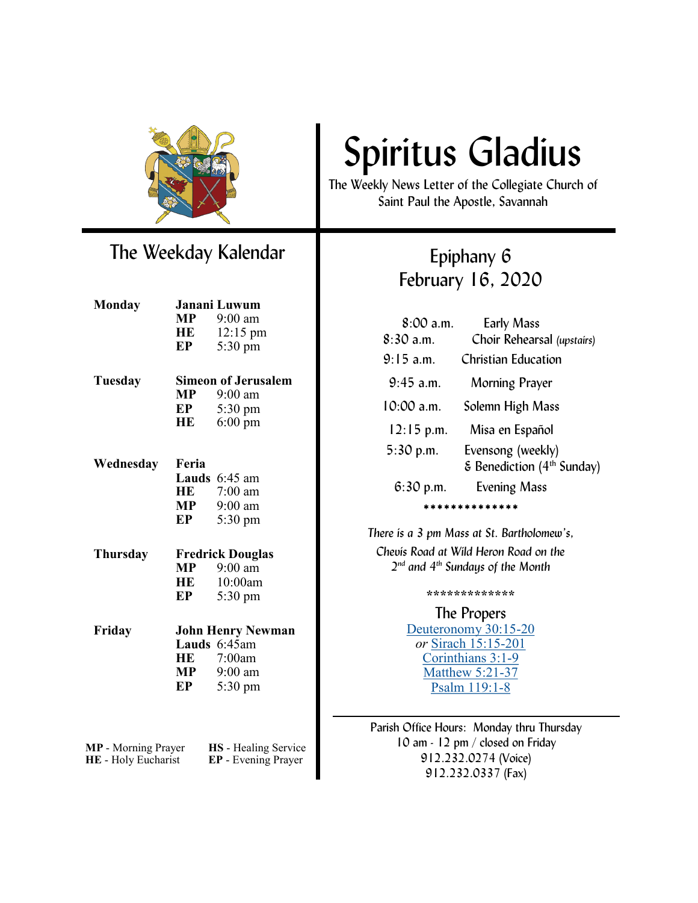# Spiritus Gladius

The Weekly News Letter of the Collegiate Church of Saint Paul the Apostle, Savannah

## The Weekday Kalendar

**Monday** — **Janani Luwum**
- **MP** 9:00 am
- **HE** 12:15 pm
- **EP** 5:30 pm

**Tuesday** — **Simeon of Jerusalem**
- **MP** 9:00 am
- **EP** 5:30 pm
- **HE** 6:00 pm

**Wednesday** — **Feria**
- **Lauds** 6:45 am
- **HE** 7:00 am
- **MP** 9:00 am
- **EP** 5:30 pm

**Thursday** — **Fredrick Douglas**
- **MP** 9:00 am
- **HE** 10:00am
- **EP** 5:30 pm

**Friday** — **John Henry Newman**
- **Lauds** 6:45am
- **HE** 7:00am
- **MP** 9:00 am
- **EP** 5:30 pm

**MP** - Morning Prayer
**HE** - Holy Eucharist
**HS** - Healing Service
**EP** - Evening Prayer

## Epiphany 6
## February 16, 2020

| | |
|---|---|
| 8:00 a.m. | Early Mass |
| 8:30 a.m. | Choir Rehearsal *(upstairs)* |
| 9:15 a.m. | Christian Education |
| 9:45 a.m. | Morning Prayer |
| 10:00 a.m. | Solemn High Mass |
| 12:15 p.m. | Misa en Español |
| 5:30 p.m. | Evensong (weekly) & Benediction (4th Sunday) |
| 6:30 p.m. | Evening Mass |

**************

*There is a 3 pm Mass at St. Bartholomew's, Chevis Road at Wild Heron Road on the 2nd and 4th Sundays of the Month*

*************

### The Propers

Deuteronomy 30:15-20
*or* Sirach 15:15-201
Corinthians 3:1-9
Matthew 5:21-37
Psalm 119:1-8

---

Parish Office Hours: Monday thru Thursday
10 am - 12 pm / closed on Friday
912.232.0274 (Voice)
912.232.0337 (Fax)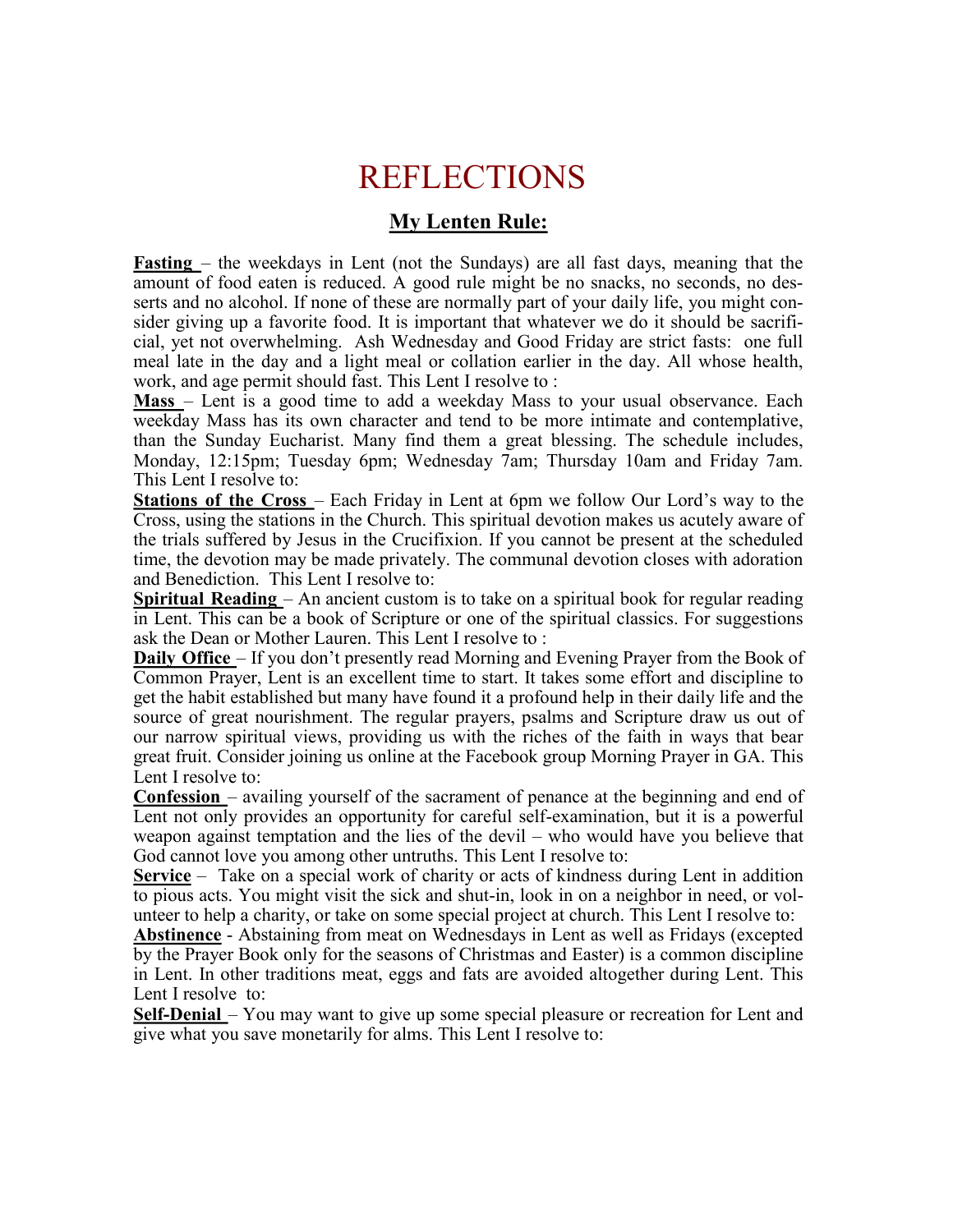# REFLECTIONS

## My Lenten Rule:

**Fasting** – the weekdays in Lent (not the Sundays) are all fast days, meaning that the amount of food eaten is reduced. A good rule might be no snacks, no seconds, no desserts and no alcohol. If none of these are normally part of your daily life, you might consider giving up a favorite food. It is important that whatever we do it should be sacrificial, yet not overwhelming. Ash Wednesday and Good Friday are strict fasts: one full meal late in the day and a light meal or collation earlier in the day. All whose health, work, and age permit should fast. This Lent I resolve to :

**Mass** – Lent is a good time to add a weekday Mass to your usual observance. Each weekday Mass has its own character and tend to be more intimate and contemplative, than the Sunday Eucharist. Many find them a great blessing. The schedule includes, Monday, 12:15pm; Tuesday 6pm; Wednesday 7am; Thursday 10am and Friday 7am. This Lent I resolve to:

**Stations of the Cross** – Each Friday in Lent at 6pm we follow Our Lord's way to the Cross, using the stations in the Church. This spiritual devotion makes us acutely aware of the trials suffered by Jesus in the Crucifixion. If you cannot be present at the scheduled time, the devotion may be made privately. The communal devotion closes with adoration and Benediction. This Lent I resolve to:

**Spiritual Reading** – An ancient custom is to take on a spiritual book for regular reading in Lent. This can be a book of Scripture or one of the spiritual classics. For suggestions ask the Dean or Mother Lauren. This Lent I resolve to :

**Daily Office** – If you don't presently read Morning and Evening Prayer from the Book of Common Prayer, Lent is an excellent time to start. It takes some effort and discipline to get the habit established but many have found it a profound help in their daily life and the source of great nourishment. The regular prayers, psalms and Scripture draw us out of our narrow spiritual views, providing us with the riches of the faith in ways that bear great fruit. Consider joining us online at the Facebook group Morning Prayer in GA. This Lent I resolve to:

**Confession** – availing yourself of the sacrament of penance at the beginning and end of Lent not only provides an opportunity for careful self-examination, but it is a powerful weapon against temptation and the lies of the devil – who would have you believe that God cannot love you among other untruths. This Lent I resolve to:

**Service** – Take on a special work of charity or acts of kindness during Lent in addition to pious acts. You might visit the sick and shut-in, look in on a neighbor in need, or volunteer to help a charity, or take on some special project at church. This Lent I resolve to:

**Abstinence** - Abstaining from meat on Wednesdays in Lent as well as Fridays (excepted by the Prayer Book only for the seasons of Christmas and Easter) is a common discipline in Lent. In other traditions meat, eggs and fats are avoided altogether during Lent. This Lent I resolve to:

**Self-Denial** – You may want to give up some special pleasure or recreation for Lent and give what you save monetarily for alms. This Lent I resolve to: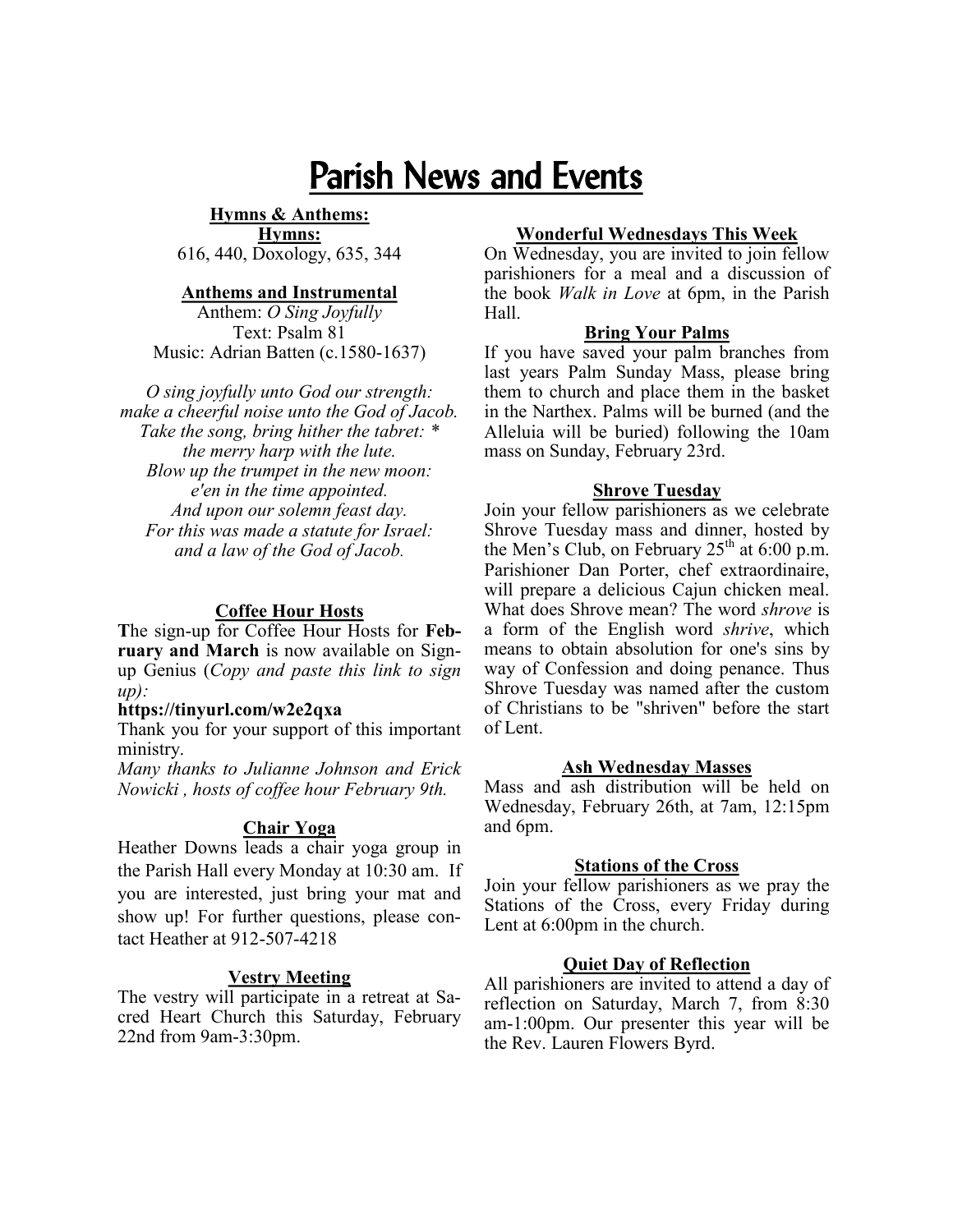# Parish News and Events

**Hymns & Anthems:**

**Hymns:**

616, 440, Doxology, 635, 344

**Anthems and Instrumental**

Anthem: *O Sing Joyfully*
Text: Psalm 81
Music: Adrian Batten (c.1580-1637)

*O sing joyfully unto God our strength:*
*make a cheerful noise unto the God of Jacob.*
*Take the song, bring hither the tabret: **
*the merry harp with the lute.*
*Blow up the trumpet in the new moon:*
*e'en in the time appointed.*
*And upon our solemn feast day.*
*For this was made a statute for Israel:*
*and a law of the God of Jacob.*

**Coffee Hour Hosts**

**T**he sign-up for Coffee Hour Hosts for **February and March** is now available on Sign-up Genius (*Copy and paste this link to sign up):*

**https://tinyurl.com/w2e2qxa**

Thank you for your support of this important ministry.

*Many thanks to Julianne Johnson and Erick Nowicki , hosts of coffee hour February 9th.*

**Chair Yoga**

Heather Downs leads a chair yoga group in the Parish Hall every Monday at 10:30 am. If you are interested, just bring your mat and show up! For further questions, please contact Heather at 912-507-4218

**Vestry Meeting**

The vestry will participate in a retreat at Sacred Heart Church this Saturday, February 22nd from 9am-3:30pm.

**Wonderful Wednesdays This Week**

On Wednesday, you are invited to join fellow parishioners for a meal and a discussion of the book *Walk in Love* at 6pm, in the Parish Hall.

**Bring Your Palms**

If you have saved your palm branches from last years Palm Sunday Mass, please bring them to church and place them in the basket in the Narthex. Palms will be burned (and the Alleluia will be buried) following the 10am mass on Sunday, February 23rd.

**Shrove Tuesday**

Join your fellow parishioners as we celebrate Shrove Tuesday mass and dinner, hosted by the Men's Club, on February 25th at 6:00 p.m. Parishioner Dan Porter, chef extraordinaire, will prepare a delicious Cajun chicken meal. What does Shrove mean? The word *shrove* is a form of the English word *shrive*, which means to obtain absolution for one's sins by way of Confession and doing penance. Thus Shrove Tuesday was named after the custom of Christians to be "shriven" before the start of Lent.

**Ash Wednesday Masses**

Mass and ash distribution will be held on Wednesday, February 26th, at 7am, 12:15pm and 6pm.

**Stations of the Cross**

Join your fellow parishioners as we pray the Stations of the Cross, every Friday during Lent at 6:00pm in the church.

**Quiet Day of Reflection**

All parishioners are invited to attend a day of reflection on Saturday, March 7, from 8:30 am-1:00pm. Our presenter this year will be the Rev. Lauren Flowers Byrd.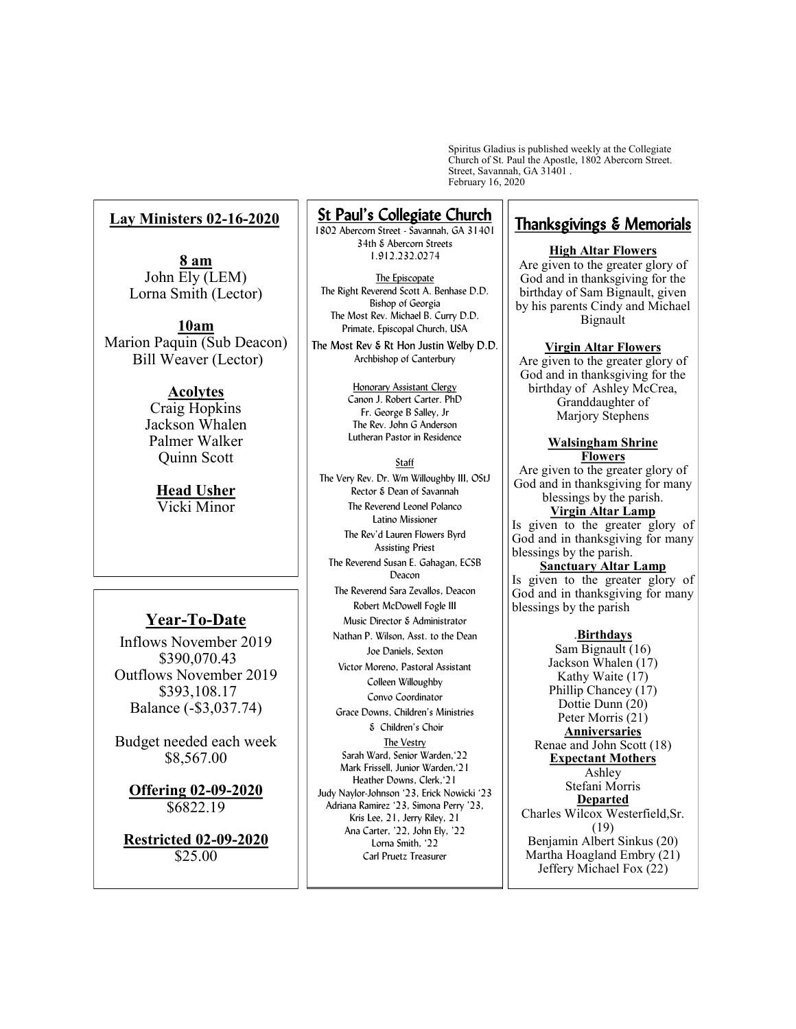Spiritus Gladius is published weekly at the Collegiate Church of St. Paul the Apostle, 1802 Abercorn Street. Street, Savannah, GA 31401 .
February 16, 2020

## Lay Ministers 02-16-2020

**8 am**
John Ely (LEM)
Lorna Smith (Lector)

**10am**
Marion Paquin (Sub Deacon)
Bill Weaver (Lector)

**Acolytes**
Craig Hopkins
Jackson Whalen
Palmer Walker
Quinn Scott

**Head Usher**
Vicki Minor

## Year-To-Date

Inflows November 2019
$390,070.43
Outflows November 2019
$393,108.17
Balance (-$3,037.74)

Budget needed each week
$8,567.00

**Offering 02-09-2020**
$6822.19

**Restricted 02-09-2020**
$25.00

## St Paul's Collegiate Church

1802 Abercorn Street - Savannah, GA 31401
34th & Abercorn Streets
1.912.232.0274

The Episcopate
The Right Reverend Scott A. Benhase D.D.
Bishop of Georgia
The Most Rev. Michael B. Curry D.D.
Primate, Episcopal Church, USA
The Most Rev & Rt Hon Justin Welby D.D.
Archbishop of Canterbury

Honorary Assistant Clergy
Canon J. Robert Carter. PhD
Fr. George B Salley, Jr
The Rev. John G Anderson
Lutheran Pastor in Residence

Staff
The Very Rev. Dr. Wm Willoughby III, OStJ
Rector & Dean of Savannah
The Reverend Leonel Polanco
Latino Missioner
The Rev'd Lauren Flowers Byrd
Assisting Priest
The Reverend Susan E. Gahagan, ECSB
Deacon
The Reverend Sara Zevallos, Deacon
Robert McDowell Fogle III
Music Director & Administrator
Nathan P. Wilson, Asst. to the Dean
Joe Daniels, Sexton
Victor Moreno, Pastoral Assistant
Colleen Willoughby
Convo Coordinator
Grace Downs, Children's Ministries
& Children's Choir

The Vestry
Sarah Ward, Senior Warden,'22
Mark Frissell, Junior Warden,'21
Heather Downs, Clerk,'21
Judy Naylor-Johnson '23, Erick Nowicki '23
Adriana Ramirez '23, Simona Perry '23,
Kris Lee, 21, Jerry Riley, 21
Ana Carter, '22, John Ely, '22
Lorna Smith, '22
Carl Pruetz Treasurer

## Thanksgivings & Memorials

**High Altar Flowers**
Are given to the greater glory of God and in thanksgiving for the birthday of Sam Bignault, given by his parents Cindy and Michael Bignault

**Virgin Altar Flowers**
Are given to the greater glory of God and in thanksgiving for the birthday of Ashley McCrea, Granddaughter of Marjory Stephens

**Walsingham Shrine Flowers**
Are given to the greater glory of God and in thanksgiving for many blessings by the parish.

**Virgin Altar Lamp**
Is given to the greater glory of God and in thanksgiving for many blessings by the parish.

**Sanctuary Altar Lamp**
Is given to the greater glory of God and in thanksgiving for many blessings by the parish

.**Birthdays**
Sam Bignault (16)
Jackson Whalen (17)
Kathy Waite (17)
Phillip Chancey (17)
Dottie Dunn (20)
Peter Morris (21)

**Anniversaries**
Renae and John Scott (18)

**Expectant Mothers**
Ashley
Stefani Morris

**Departed**
Charles Wilcox Westerfield,Sr. (19)
Benjamin Albert Sinkus (20)
Martha Hoagland Embry (21)
Jeffery Michael Fox (22)